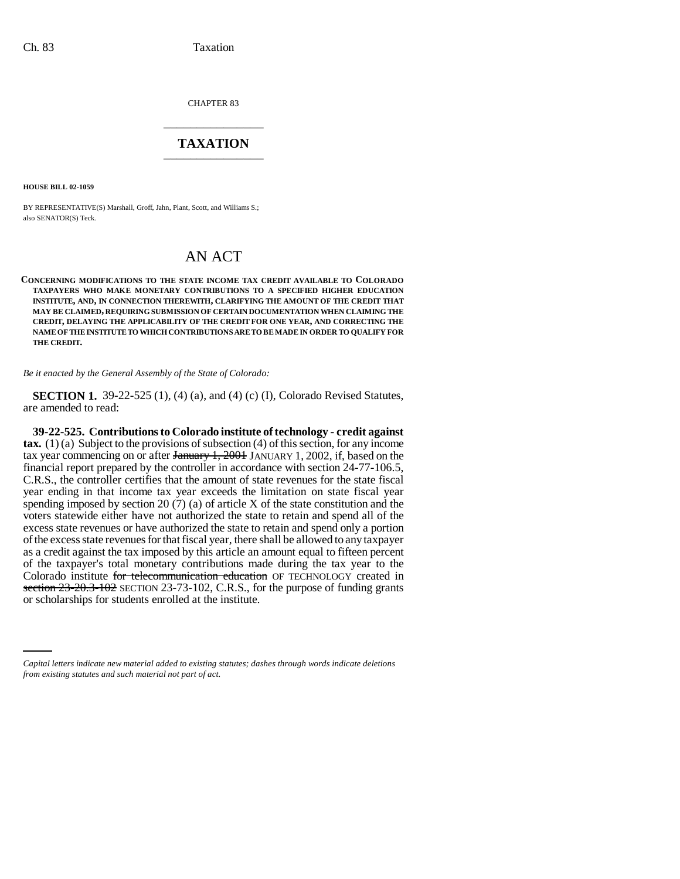CHAPTER 83

# TAXATION

**HOUSE BILL 02-1059**

BY REPRESENTATIVE(S) Marshall, Groff, Jahn, Plant, Scott, and Williams S.;
also SENATOR(S) Teck.

## AN ACT

**CONCERNING MODIFICATIONS TO THE STATE INCOME TAX CREDIT AVAILABLE TO COLORADO TAXPAYERS WHO MAKE MONETARY CONTRIBUTIONS TO A SPECIFIED HIGHER EDUCATION INSTITUTE, AND, IN CONNECTION THEREWITH, CLARIFYING THE AMOUNT OF THE CREDIT THAT MAY BE CLAIMED, REQUIRING SUBMISSION OF CERTAIN DOCUMENTATION WHEN CLAIMING THE CREDIT, DELAYING THE APPLICABILITY OF THE CREDIT FOR ONE YEAR, AND CORRECTING THE NAME OF THE INSTITUTE TO WHICH CONTRIBUTIONS ARE TO BE MADE IN ORDER TO QUALIFY FOR THE CREDIT.**

*Be it enacted by the General Assembly of the State of Colorado:*

**SECTION 1.** 39-22-525 (1), (4) (a), and (4) (c) (I), Colorado Revised Statutes, are amended to read:

**39-22-525. Contributions to Colorado institute of technology - credit against tax.** (1) (a) Subject to the provisions of subsection (4) of this section, for any income tax year commencing on or after ~~January 1, 2001~~ JANUARY 1, 2002, if, based on the financial report prepared by the controller in accordance with section 24-77-106.5, C.R.S., the controller certifies that the amount of state revenues for the state fiscal year ending in that income tax year exceeds the limitation on state fiscal year spending imposed by section 20 (7) (a) of article X of the state constitution and the voters statewide either have not authorized the state to retain and spend all of the excess state revenues or have authorized the state to retain and spend only a portion of the excess state revenues for that fiscal year, there shall be allowed to any taxpayer as a credit against the tax imposed by this article an amount equal to fifteen percent of the taxpayer's total monetary contributions made during the tax year to the Colorado institute ~~for telecommunication education~~ OF TECHNOLOGY created in ~~section 23-20.3-102~~ SECTION 23-73-102, C.R.S., for the purpose of funding grants or scholarships for students enrolled at the institute.

*Capital letters indicate new material added to existing statutes; dashes through words indicate deletions from existing statutes and such material not part of act.*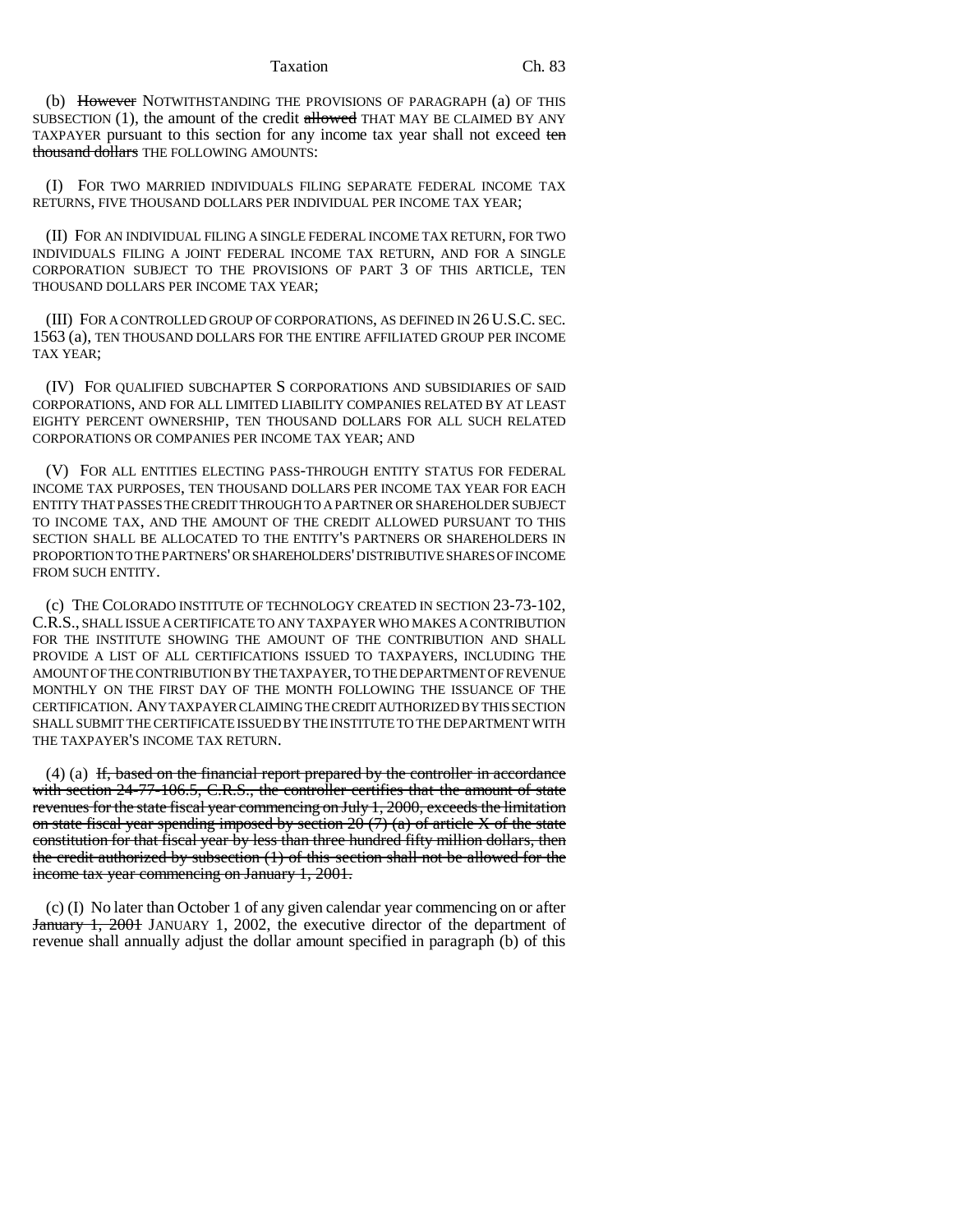(b) ~~However~~ NOTWITHSTANDING THE PROVISIONS OF PARAGRAPH (a) OF THIS SUBSECTION (1), the amount of the credit ~~allowed~~ THAT MAY BE CLAIMED BY ANY TAXPAYER pursuant to this section for any income tax year shall not exceed ~~ten thousand dollars~~ THE FOLLOWING AMOUNTS:

(I) FOR TWO MARRIED INDIVIDUALS FILING SEPARATE FEDERAL INCOME TAX RETURNS, FIVE THOUSAND DOLLARS PER INDIVIDUAL PER INCOME TAX YEAR;

(II) FOR AN INDIVIDUAL FILING A SINGLE FEDERAL INCOME TAX RETURN, FOR TWO INDIVIDUALS FILING A JOINT FEDERAL INCOME TAX RETURN, AND FOR A SINGLE CORPORATION SUBJECT TO THE PROVISIONS OF PART 3 OF THIS ARTICLE, TEN THOUSAND DOLLARS PER INCOME TAX YEAR;

(III) FOR A CONTROLLED GROUP OF CORPORATIONS, AS DEFINED IN 26 U.S.C. SEC. 1563 (a), TEN THOUSAND DOLLARS FOR THE ENTIRE AFFILIATED GROUP PER INCOME TAX YEAR;

(IV) FOR QUALIFIED SUBCHAPTER S CORPORATIONS AND SUBSIDIARIES OF SAID CORPORATIONS, AND FOR ALL LIMITED LIABILITY COMPANIES RELATED BY AT LEAST EIGHTY PERCENT OWNERSHIP, TEN THOUSAND DOLLARS FOR ALL SUCH RELATED CORPORATIONS OR COMPANIES PER INCOME TAX YEAR; AND

(V) FOR ALL ENTITIES ELECTING PASS-THROUGH ENTITY STATUS FOR FEDERAL INCOME TAX PURPOSES, TEN THOUSAND DOLLARS PER INCOME TAX YEAR FOR EACH ENTITY THAT PASSES THE CREDIT THROUGH TO A PARTNER OR SHAREHOLDER SUBJECT TO INCOME TAX, AND THE AMOUNT OF THE CREDIT ALLOWED PURSUANT TO THIS SECTION SHALL BE ALLOCATED TO THE ENTITY'S PARTNERS OR SHAREHOLDERS IN PROPORTION TO THE PARTNERS' OR SHAREHOLDERS' DISTRIBUTIVE SHARES OF INCOME FROM SUCH ENTITY.

(c) THE COLORADO INSTITUTE OF TECHNOLOGY CREATED IN SECTION 23-73-102, C.R.S., SHALL ISSUE A CERTIFICATE TO ANY TAXPAYER WHO MAKES A CONTRIBUTION FOR THE INSTITUTE SHOWING THE AMOUNT OF THE CONTRIBUTION AND SHALL PROVIDE A LIST OF ALL CERTIFICATIONS ISSUED TO TAXPAYERS, INCLUDING THE AMOUNT OF THE CONTRIBUTION BY THE TAXPAYER, TO THE DEPARTMENT OF REVENUE MONTHLY ON THE FIRST DAY OF THE MONTH FOLLOWING THE ISSUANCE OF THE CERTIFICATION. ANY TAXPAYER CLAIMING THE CREDIT AUTHORIZED BY THIS SECTION SHALL SUBMIT THE CERTIFICATE ISSUED BY THE INSTITUTE TO THE DEPARTMENT WITH THE TAXPAYER'S INCOME TAX RETURN.

(4) (a) ~~If, based on the financial report prepared by the controller in accordance with section 24-77-106.5, C.R.S., the controller certifies that the amount of state revenues for the state fiscal year commencing on July 1, 2000, exceeds the limitation on state fiscal year spending imposed by section 20 (7) (a) of article X of the state constitution for that fiscal year by less than three hundred fifty million dollars, then the credit authorized by subsection (1) of this section shall not be allowed for the income tax year commencing on January 1, 2001.~~

(c) (I) No later than October 1 of any given calendar year commencing on or after ~~January 1, 2001~~ JANUARY 1, 2002, the executive director of the department of revenue shall annually adjust the dollar amount specified in paragraph (b) of this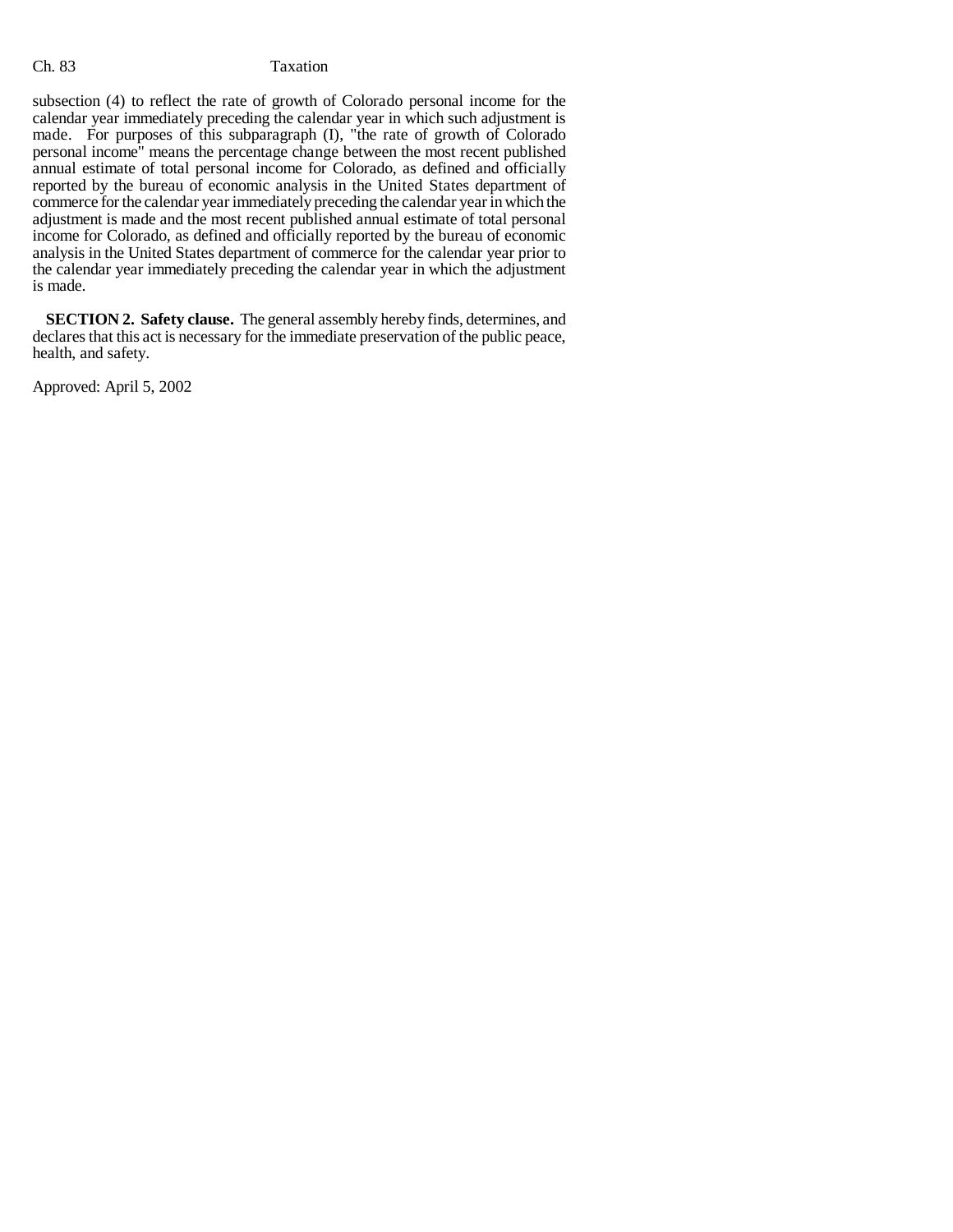subsection (4) to reflect the rate of growth of Colorado personal income for the calendar year immediately preceding the calendar year in which such adjustment is made. For purposes of this subparagraph (I), "the rate of growth of Colorado personal income" means the percentage change between the most recent published annual estimate of total personal income for Colorado, as defined and officially reported by the bureau of economic analysis in the United States department of commerce for the calendar year immediately preceding the calendar year in which the adjustment is made and the most recent published annual estimate of total personal income for Colorado, as defined and officially reported by the bureau of economic analysis in the United States department of commerce for the calendar year prior to the calendar year immediately preceding the calendar year in which the adjustment is made.

**SECTION 2. Safety clause.** The general assembly hereby finds, determines, and declares that this act is necessary for the immediate preservation of the public peace, health, and safety.

Approved: April 5, 2002